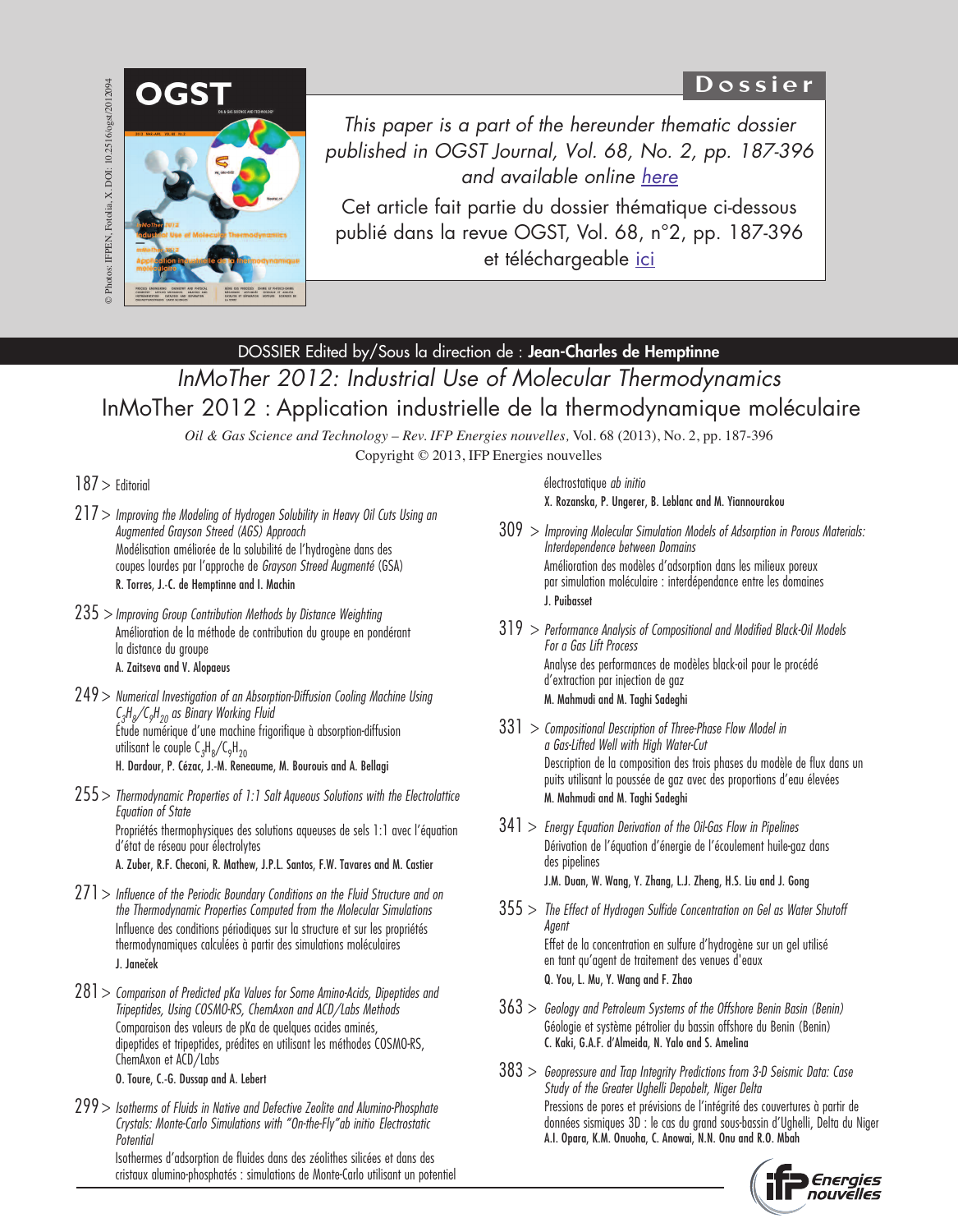© Photos: IFPEN, Fotolia. X. DOI: 10.2516/ogst/2012094

**Dossier**

*This paper is a part of the hereunder thematic dossier published in OGST Journal, Vol. 68, No. 2, pp. 187-396 and available online here*

Cet article fait partie du dossier thématique ci-dessous publié dans la revue OGST, Vol. 68, n°2, pp. 187-396 et téléchargeable ici

DOSSIER Edited by/Sous la direction de : **Jean-Charles de Hemptinne**

# *InMoTher 2012: Industrial Use of Molecular Thermodynamics*

# InMoTher 2012 : Application industrielle de la thermodynamique moléculaire

*Oil & Gas Science and Technology – Rev. IFP Energies nouvelles*, Vol. 68 (2013), No. 2, pp. 187-396
Copyright © 2013, IFP Energies nouvelles

187 > Editorial

217 > *Improving the Modeling of Hydrogen Solubility in Heavy Oil Cuts Using an Augmented Grayson Streed (AGS) Approach*
Modélisation améliorée de la solubilité de l'hydrogène dans des coupes lourdes par l'approche de *Grayson Streed Augmenté* (GSA)
**R. Torres, J.-C. de Hemptinne and I. Machin**

235 > *Improving Group Contribution Methods by Distance Weighting*
Amélioration de la méthode de contribution du groupe en pondérant la distance du groupe
**A. Zaitseva and V. Alopaeus**

249 > *Numerical Investigation of an Absorption-Diffusion Cooling Machine Using $C_3H_8/C_9H_{20}$ as Binary Working Fluid*
Étude numérique d'une machine frigorifique à absorption-diffusion utilisant le couple $C_3H_8/C_9H_{20}$
**H. Dardour, P. Cézac, J.-M. Reneaume, M. Bourouis and A. Bellagi**

255 > *Thermodynamic Properties of 1:1 Salt Aqueous Solutions with the Electrolattice Equation of State*
Propriétés thermophysiques des solutions aqueuses de sels 1:1 avec l'équation d'état de réseau pour électrolytes
**A. Zuber, R.F. Checoni, R. Mathew, J.P.L. Santos, F.W. Tavares and M. Castier**

271 > *Influence of the Periodic Boundary Conditions on the Fluid Structure and on the Thermodynamic Properties Computed from the Molecular Simulations*
Influence des conditions périodiques sur la structure et sur les propriétés thermodynamiques calculées à partir des simulations moléculaires
**J. Janeček**

281 > *Comparison of Predicted pKa Values for Some Amino-Acids, Dipeptides and Tripeptides, Using COSMO-RS, ChemAxon and ACD/Labs Methods*
Comparaison des valeurs de pKa de quelques acides aminés, dipeptides et tripeptides, prédites en utilisant les méthodes COSMO-RS, ChemAxon et ACD/Labs
**O. Toure, C.-G. Dussap and A. Lebert**

299 > *Isotherms of Fluids in Native and Defective Zeolite and Alumino-Phosphate Crystals: Monte-Carlo Simulations with "On-the-Fly" ab initio Electrostatic Potential*
Isothermes d'adsorption de fluides dans des zéolithes silicées et dans des cristaux alumino-phosphatés : simulations de Monte-Carlo utilisant un potentiel électrostatique *ab initio*
**X. Rozanska, P. Ungerer, B. Leblanc and M. Yiannourakou**

309 > *Improving Molecular Simulation Models of Adsorption in Porous Materials: Interdependence between Domains*
Amélioration des modèles d'adsorption dans les milieux poreux par simulation moléculaire : interdépendance entre les domaines
**J. Puibasset**

319 > *Performance Analysis of Compositional and Modified Black-Oil Models For a Gas Lift Process*
Analyse des performances de modèles black-oil pour le procédé d'extraction par injection de gaz
**M. Mahmudi and M. Taghi Sadeghi**

331 > *Compositional Description of Three-Phase Flow Model in a Gas-Lifted Well with High Water-Cut*
Description de la composition des trois phases du modèle de flux dans un puits utilisant la poussée de gaz avec des proportions d'eau élevées
**M. Mahmudi and M. Taghi Sadeghi**

341 > *Energy Equation Derivation of the Oil-Gas Flow in Pipelines*
Dérivation de l'équation d'énergie de l'écoulement huile-gaz dans des pipelines
**J.M. Duan, W. Wang, Y. Zhang, L.J. Zheng, H.S. Liu and J. Gong**

355 > *The Effect of Hydrogen Sulfide Concentration on Gel as Water Shutoff Agent*
Effet de la concentration en sulfure d'hydrogène sur un gel utilisé en tant qu'agent de traitement des venues d'eaux
**Q. You, L. Mu, Y. Wang and F. Zhao**

363 > *Geology and Petroleum Systems of the Offshore Benin Basin (Benin)*
Géologie et système pétrolier du bassin offshore du Benin (Benin)
**C. Kaki, G.A.F. d'Almeida, N. Yalo and S. Amelina**

383 > *Geopressure and Trap Integrity Predictions from 3-D Seismic Data: Case Study of the Greater Ughelli Depobelt, Niger Delta*
Pressions de pores et prévisions de l'intégrité des couvertures à partir de données sismiques 3D : le cas du grand sous-bassin d'Ughelli, Delta du Niger
**A.I. Opara, K.M. Onuoha, C. Anowai, N.N. Onu and R.O. Mbah**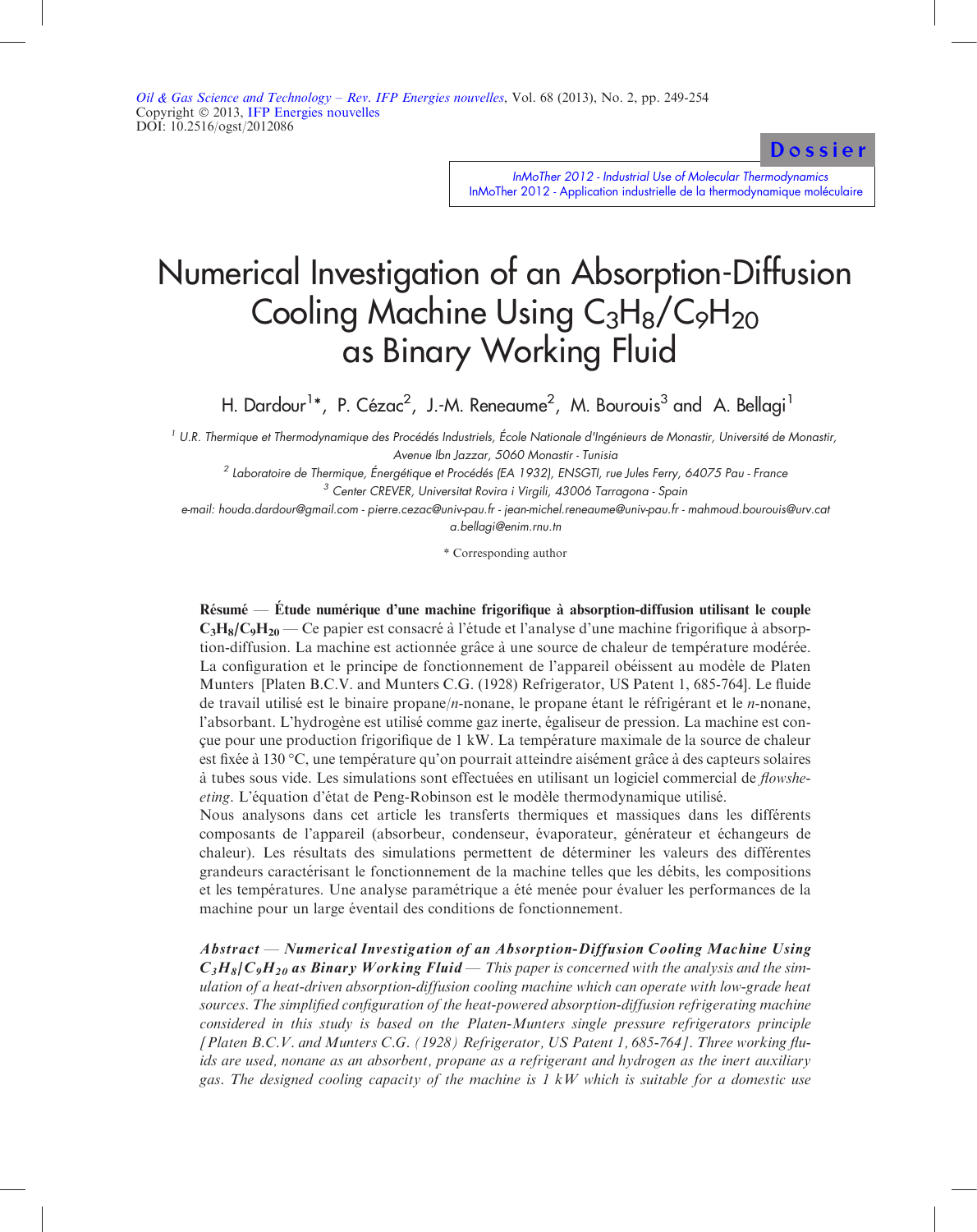# Numerical Investigation of an Absorption-Diffusion Cooling Machine Using $C_3H_8/C_9H_{20}$ as Binary Working Fluid

H. Dardour[1]*, P. Cézac[2], J.-M. Reneaume[2], M. Bourouis[3] and A. Bellagi[1]

[1] U.R. Thermique et Thermodynamique des Procédés Industriels, École Nationale d'Ingénieurs de Monastir, Université de Monastir, Avenue Ibn Jazzar, 5060 Monastir - Tunisia

[2] Laboratoire de Thermique, Énergétique et Procédés (EA 1932), ENSGTI, rue Jules Ferry, 64075 Pau - France

[3] Center CREVER, Universitat Rovira i Virgili, 43006 Tarragona - Spain

e-mail: houda.dardour@gmail.com - pierre.cezac@univ-pau.fr - jean-michel.reneaume@univ-pau.fr - mahmoud.bourouis@urv.cat a.bellagi@enim.rnu.tn

\* Corresponding author

**Résumé — Étude numérique d'une machine frigorifique à absorption-diffusion utilisant le couple $C_3H_8/C_9H_{20}$** — Ce papier est consacré à l'étude et l'analyse d'une machine frigorifique à absorption-diffusion. La machine est actionnée grâce à une source de chaleur de température modérée. La configuration et le principe de fonctionnement de l'appareil obéissent au modèle de Platen Munters [Platen B.C.V. and Munters C.G. (1928) Refrigerator, US Patent 1, 685-764]. Le fluide de travail utilisé est le binaire propane/*n*-nonane, le propane étant le réfrigérant et le *n*-nonane, l'absorbant. L'hydrogène est utilisé comme gaz inerte, égaliseur de pression. La machine est conçue pour une production frigorifique de 1 kW. La température maximale de la source de chaleur est fixée à 130 °C, une température qu'on pourrait atteindre aisément grâce à des capteurs solaires à tubes sous vide. Les simulations sont effectuées en utilisant un logiciel commercial de *flowsheeting*. L'équation d'état de Peng-Robinson est le modèle thermodynamique utilisé.

Nous analysons dans cet article les transferts thermiques et massiques dans les différents composants de l'appareil (absorbeur, condenseur, évaporateur, générateur et échangeurs de chaleur). Les résultats des simulations permettent de déterminer les valeurs des différentes grandeurs caractérisant le fonctionnement de la machine telles que les débits, les compositions et les températures. Une analyse paramétrique a été menée pour évaluer les performances de la machine pour un large éventail des conditions de fonctionnement.

***Abstract — Numerical Investigation of an Absorption-Diffusion Cooling Machine Using $C_3H_8/C_9H_{20}$ as Binary Working Fluid** — This paper is concerned with the analysis and the simulation of a heat-driven absorption-diffusion cooling machine which can operate with low-grade heat sources. The simplified configuration of the heat-powered absorption-diffusion refrigerating machine considered in this study is based on the Platen-Munters single pressure refrigerators principle [Platen B.C.V. and Munters C.G. (1928) Refrigerator, US Patent 1, 685-764]. Three working fluids are used, nonane as an absorbent, propane as a refrigerant and hydrogen as the inert auxiliary gas. The designed cooling capacity of the machine is 1 kW which is suitable for a domestic use*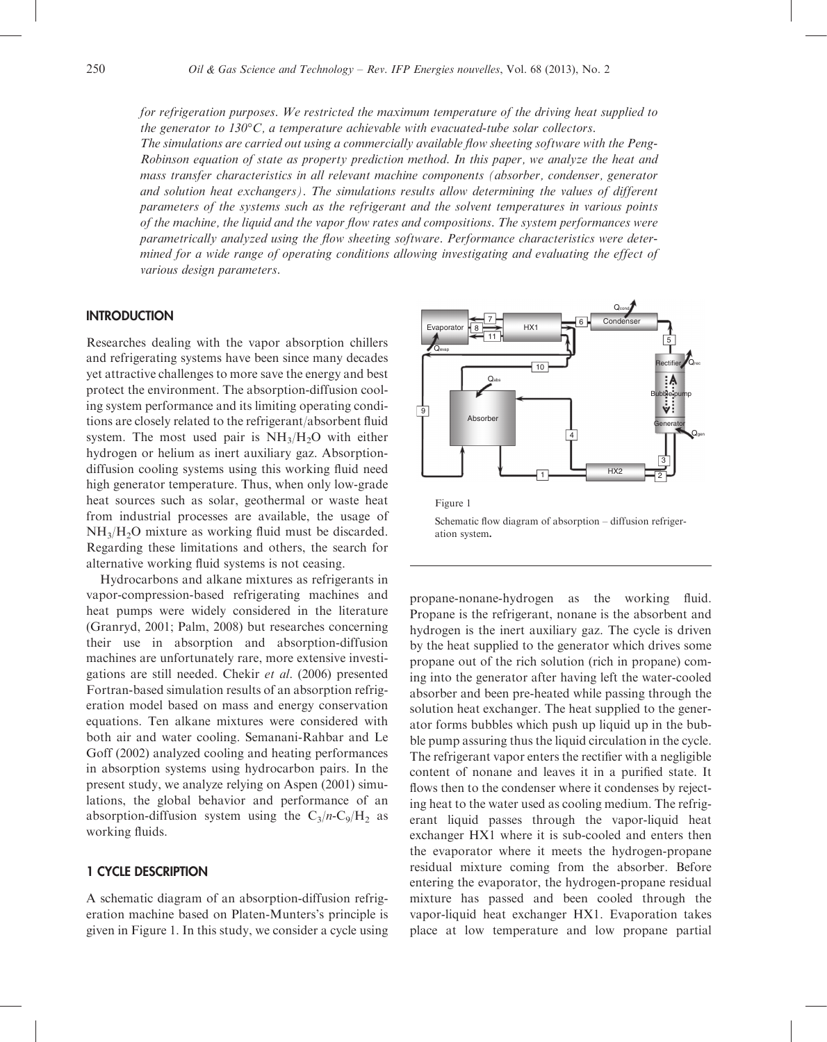*for refrigeration purposes. We restricted the maximum temperature of the driving heat supplied to the generator to 130°C, a temperature achievable with evacuated-tube solar collectors.*
*The simulations are carried out using a commercially available flow sheeting software with the Peng-Robinson equation of state as property prediction method. In this paper, we analyze the heat and mass transfer characteristics in all relevant machine components (absorber, condenser, generator and solution heat exchangers). The simulations results allow determining the values of different parameters of the systems such as the refrigerant and the solvent temperatures in various points of the machine, the liquid and the vapor flow rates and compositions. The system performances were parametrically analyzed using the flow sheeting software. Performance characteristics were determined for a wide range of operating conditions allowing investigating and evaluating the effect of various design parameters.*

## INTRODUCTION

Researches dealing with the vapor absorption chillers and refrigerating systems have been since many decades yet attractive challenges to more save the energy and best protect the environment. The absorption-diffusion cooling system performance and its limiting operating conditions are closely related to the refrigerant/absorbent fluid system. The most used pair is $NH_3/H_2O$ with either hydrogen or helium as inert auxiliary gaz. Absorption-diffusion cooling systems using this working fluid need high generator temperature. Thus, when only low-grade heat sources such as solar, geothermal or waste heat from industrial processes are available, the usage of $NH_3/H_2O$ mixture as working fluid must be discarded. Regarding these limitations and others, the search for alternative working fluid systems is not ceasing.

Hydrocarbons and alkane mixtures as refrigerants in vapor-compression-based refrigerating machines and heat pumps were widely considered in the literature (Granryd, 2001; Palm, 2008) but researches concerning their use in absorption and absorption-diffusion machines are unfortunately rare, more extensive investigations are still needed. Chekir *et al.* (2006) presented Fortran-based simulation results of an absorption refrigeration model based on mass and energy conservation equations. Ten alkane mixtures were considered with both air and water cooling. Semanani-Rahbar and Le Goff (2002) analyzed cooling and heating performances in absorption systems using hydrocarbon pairs. In the present study, we analyze relying on Aspen (2001) simulations, the global behavior and performance of an absorption-diffusion system using the $C_3/n\text{-}C_9/H_2$ as working fluids.

## 1 CYCLE DESCRIPTION

A schematic diagram of an absorption-diffusion refrigeration machine based on Platen-Munters's principle is given in Figure 1. In this study, we consider a cycle using propane-nonane-hydrogen as the working fluid. Propane is the refrigerant, nonane is the absorbent and hydrogen is the inert auxiliary gaz. The cycle is driven by the heat supplied to the generator which drives some propane out of the rich solution (rich in propane) coming into the generator after having left the water-cooled absorber and been pre-heated while passing through the solution heat exchanger. The heat supplied to the generator forms bubbles which push up liquid up in the bubble pump assuring thus the liquid circulation in the cycle. The refrigerant vapor enters the rectifier with a negligible content of nonane and leaves it in a purified state. It flows then to the condenser where it condenses by rejecting heat to the water used as cooling medium. The refrigerant liquid passes through the vapor-liquid heat exchanger HX1 where it is sub-cooled and enters then the evaporator where it meets the hydrogen-propane residual mixture coming from the absorber. Before entering the evaporator, the hydrogen-propane residual mixture has passed and been cooled through the vapor-liquid heat exchanger HX1. Evaporation takes place at low temperature and low propane partial

Figure 1

Schematic flow diagram of absorption – diffusion refrigeration system.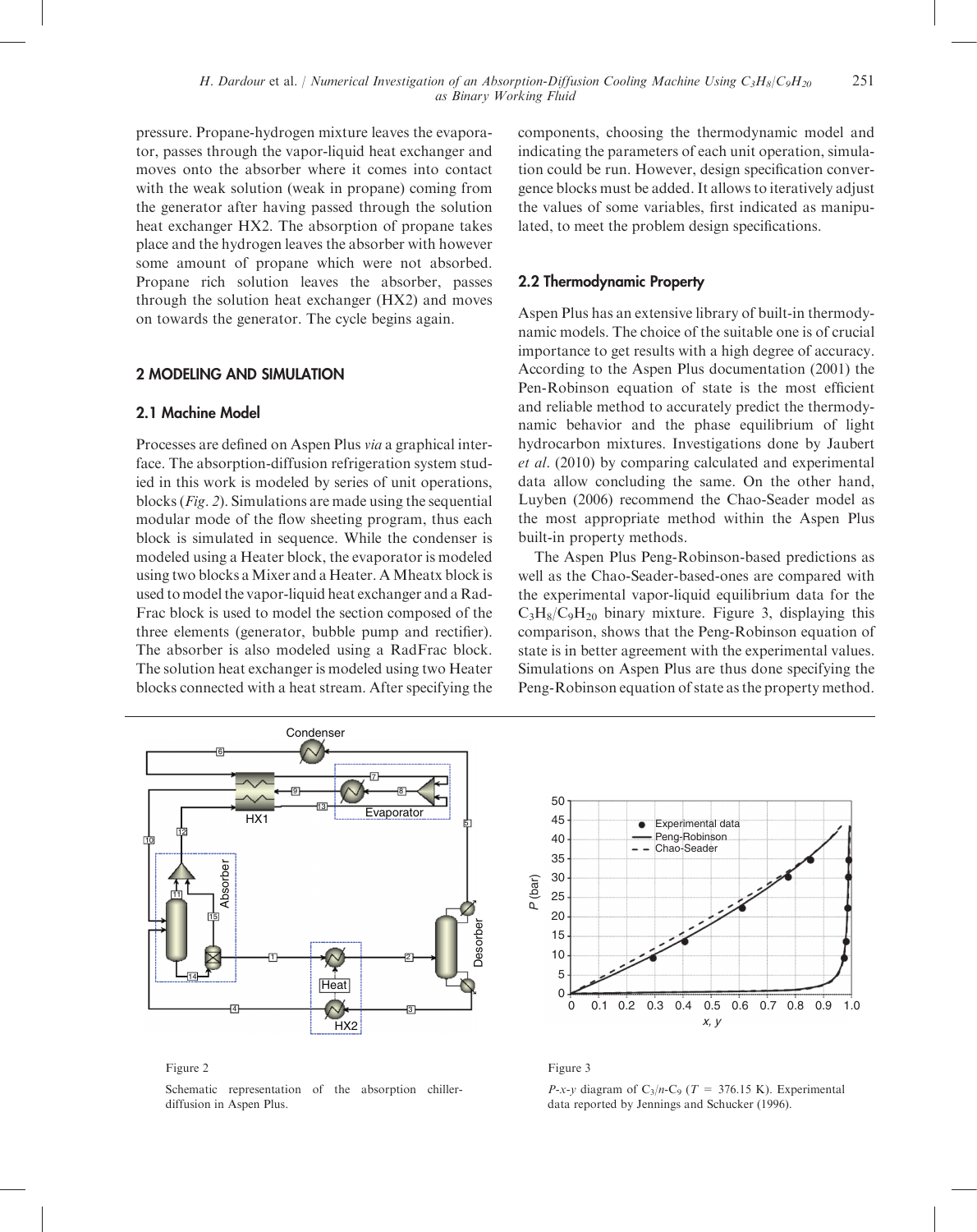pressure. Propane-hydrogen mixture leaves the evaporator, passes through the vapor-liquid heat exchanger and moves onto the absorber where it comes into contact with the weak solution (weak in propane) coming from the generator after having passed through the solution heat exchanger HX2. The absorption of propane takes place and the hydrogen leaves the absorber with however some amount of propane which were not absorbed. Propane rich solution leaves the absorber, passes through the solution heat exchanger (HX2) and moves on towards the generator. The cycle begins again.

## 2 MODELING AND SIMULATION

### 2.1 Machine Model

Processes are defined on Aspen Plus *via* a graphical interface. The absorption-diffusion refrigeration system studied in this work is modeled by series of unit operations, blocks (*Fig. 2*). Simulations are made using the sequential modular mode of the flow sheeting program, thus each block is simulated in sequence. While the condenser is modeled using a Heater block, the evaporator is modeled using two blocks a Mixer and a Heater. A Mheatx block is used to model the vapor-liquid heat exchanger and a RadFrac block is used to model the section composed of the three elements (generator, bubble pump and rectifier). The absorber is also modeled using a RadFrac block. The solution heat exchanger is modeled using two Heater blocks connected with a heat stream. After specifying the components, choosing the thermodynamic model and indicating the parameters of each unit operation, simulation could be run. However, design specification convergence blocks must be added. It allows to iteratively adjust the values of some variables, first indicated as manipulated, to meet the problem design specifications.

### 2.2 Thermodynamic Property

Aspen Plus has an extensive library of built-in thermodynamic models. The choice of the suitable one is of crucial importance to get results with a high degree of accuracy. According to the Aspen Plus documentation (2001) the Pen-Robinson equation of state is the most efficient and reliable method to accurately predict the thermodynamic behavior and the phase equilibrium of light hydrocarbon mixtures. Investigations done by Jaubert *et al.* (2010) by comparing calculated and experimental data allow concluding the same. On the other hand, Luyben (2006) recommend the Chao-Seader model as the most appropriate method within the Aspen Plus built-in property methods.

The Aspen Plus Peng-Robinson-based predictions as well as the Chao-Seader-based-ones are compared with the experimental vapor-liquid equilibrium data for the $C_3H_8/C_9H_{20}$ binary mixture. Figure 3, displaying this comparison, shows that the Peng-Robinson equation of state is in better agreement with the experimental values. Simulations on Aspen Plus are thus done specifying the Peng-Robinson equation of state as the property method.

Figure 2

Schematic representation of the absorption chiller-diffusion in Aspen Plus.

Figure 3

*P-x-y* diagram of $C_3/n\text{-}C_9$ ($T$ = 376.15 K). Experimental data reported by Jennings and Schucker (1996).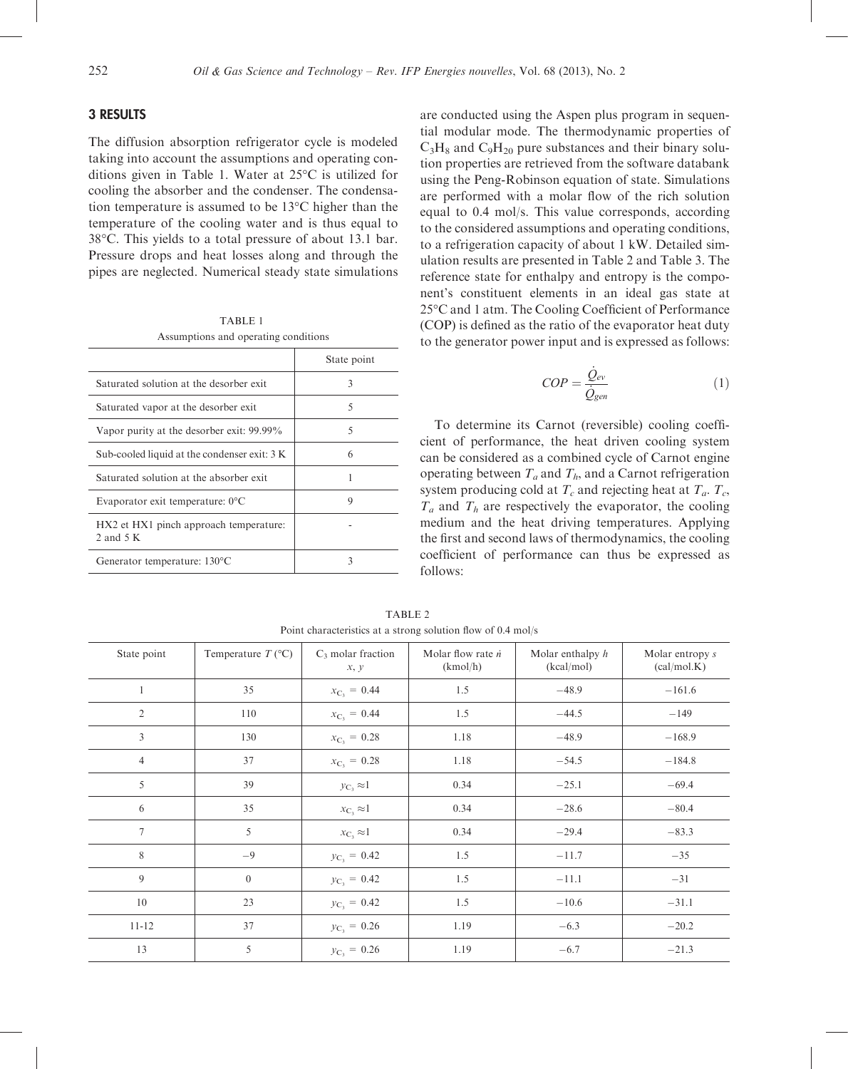## 3 RESULTS

The diffusion absorption refrigerator cycle is modeled taking into account the assumptions and operating conditions given in Table 1. Water at 25°C is utilized for cooling the absorber and the condenser. The condensation temperature is assumed to be 13°C higher than the temperature of the cooling water and is thus equal to 38°C. This yields to a total pressure of about 13.1 bar. Pressure drops and heat losses along and through the pipes are neglected. Numerical steady state simulations are conducted using the Aspen plus program in sequential modular mode. The thermodynamic properties of $C_3H_8$ and $C_9H_{20}$ pure substances and their binary solution properties are retrieved from the software databank using the Peng-Robinson equation of state. Simulations are performed with a molar flow of the rich solution equal to 0.4 mol/s. This value corresponds, according to the considered assumptions and operating conditions, to a refrigeration capacity of about 1 kW. Detailed simulation results are presented in Table 2 and Table 3. The reference state for enthalpy and entropy is the component's constituent elements in an ideal gas state at 25°C and 1 atm. The Cooling Coefficient of Performance (COP) is defined as the ratio of the evaporator heat duty to the generator power input and is expressed as follows:

TABLE 1
Assumptions and operating conditions

| | State point |
|---|---|
| Saturated solution at the desorber exit | 3 |
| Saturated vapor at the desorber exit | 5 |
| Vapor purity at the desorber exit: 99.99% | 5 |
| Sub-cooled liquid at the condenser exit: 3 K | 6 |
| Saturated solution at the absorber exit | 1 |
| Evaporator exit temperature: 0°C | 9 |
| HX2 et HX1 pinch approach temperature: 2 and 5 K | - |
| Generator temperature: 130°C | 3 |

$$COP = \frac{\dot{Q}_{ev}}{\dot{Q}_{gen}} \tag{1}$$

To determine its Carnot (reversible) cooling coefficient of performance, the heat driven cooling system can be considered as a combined cycle of Carnot engine operating between $T_a$ and $T_h$, and a Carnot refrigeration system producing cold at $T_c$ and rejecting heat at $T_a$. $T_c$, $T_a$ and $T_h$ are respectively the evaporator, the cooling medium and the heat driving temperatures. Applying the first and second laws of thermodynamics, the cooling coefficient of performance can thus be expressed as follows:

TABLE 2
Point characteristics at a strong solution flow of 0.4 mol/s

| State point | Temperature $T$ (°C) | $C_3$ molar fraction $x$, $y$ | Molar flow rate $\dot{n}$ (kmol/h) | Molar enthalpy $h$ (kcal/mol) | Molar entropy $s$ (cal/mol.K) |
|---|---|---|---|---|---|
| 1 | 35 | $x_{C_3}$ = 0.44 | 1.5 | −48.9 | −161.6 |
| 2 | 110 | $x_{C_3}$ = 0.44 | 1.5 | −44.5 | −149 |
| 3 | 130 | $x_{C_3}$ = 0.28 | 1.18 | −48.9 | −168.9 |
| 4 | 37 | $x_{C_3}$ = 0.28 | 1.18 | −54.5 | −184.8 |
| 5 | 39 | $y_{C_3} \approx 1$ | 0.34 | −25.1 | −69.4 |
| 6 | 35 | $x_{C_3} \approx 1$ | 0.34 | −28.6 | −80.4 |
| 7 | 5 | $x_{C_3} \approx 1$ | 0.34 | −29.4 | −83.3 |
| 8 | −9 | $y_{C_3}$ = 0.42 | 1.5 | −11.7 | −35 |
| 9 | 0 | $y_{C_3}$ = 0.42 | 1.5 | −11.1 | −31 |
| 10 | 23 | $y_{C_3}$ = 0.42 | 1.5 | −10.6 | −31.1 |
| 11-12 | 37 | $y_{C_3}$ = 0.26 | 1.19 | −6.3 | −20.2 |
| 13 | 5 | $y_{C_3}$ = 0.26 | 1.19 | −6.7 | −21.3 |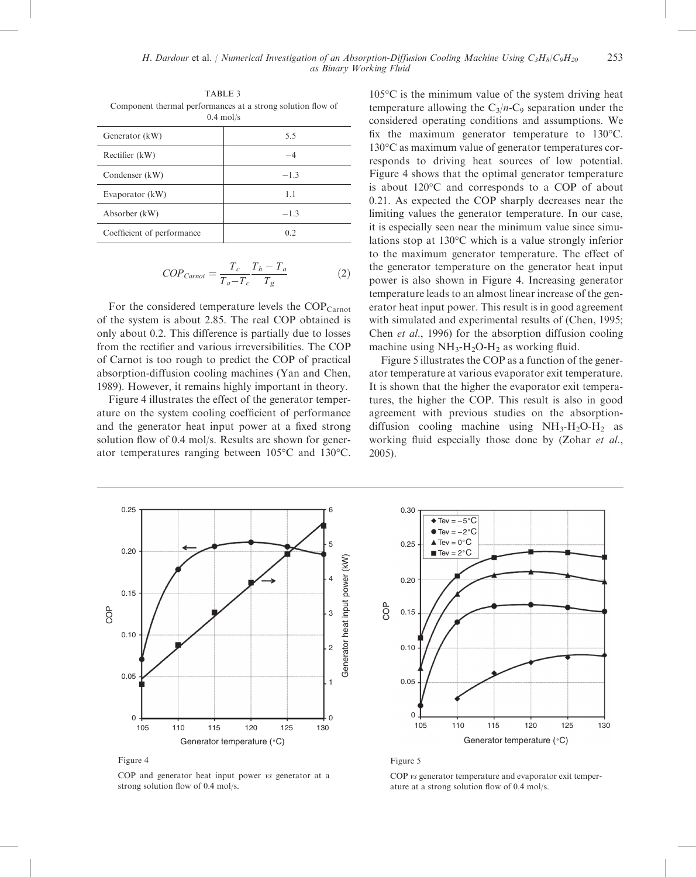TABLE 3
Component thermal performances at a strong solution flow of 0.4 mol/s

| | |
|---|---|
| Generator (kW) | 5.5 |
| Rectifier (kW) | −4 |
| Condenser (kW) | −1.3 |
| Evaporator (kW) | 1.1 |
| Absorber (kW) | −1.3 |
| Coefficient of performance | 0.2 |

$$COP_{Carnot} = \frac{T_c}{T_a - T_c} \frac{T_h - T_a}{T_g} \tag{2}$$

For the considered temperature levels the $COP_{Carnot}$ of the system is about 2.85. The real COP obtained is only about 0.2. This difference is partially due to losses from the rectifier and various irreversibilities. The COP of Carnot is too rough to predict the COP of practical absorption-diffusion cooling machines (Yan and Chen, 1989). However, it remains highly important in theory.

Figure 4 illustrates the effect of the generator temperature on the system cooling coefficient of performance and the generator heat input power at a fixed strong solution flow of 0.4 mol/s. Results are shown for generator temperatures ranging between 105°C and 130°C. 105°C is the minimum value of the system driving heat temperature allowing the $C_3$/*n*-$C_9$ separation under the considered operating conditions and assumptions. We fix the maximum generator temperature to 130°C. 130°C as maximum value of generator temperatures corresponds to driving heat sources of low potential. Figure 4 shows that the optimal generator temperature is about 120°C and corresponds to a COP of about 0.21. As expected the COP sharply decreases near the limiting values the generator temperature. In our case, it is especially seen near the minimum value since simulations stop at 130°C which is a value strongly inferior to the maximum generator temperature. The effect of the generator temperature on the generator heat input power is also shown in Figure 4. Increasing generator temperature leads to an almost linear increase of the generator heat input power. This result is in good agreement with simulated and experimental results of (Chen, 1995; Chen *et al.*, 1996) for the absorption diffusion cooling machine using $NH_3$-$H_2O$-$H_2$ as working fluid.

Figure 5 illustrates the COP as a function of the generator temperature at various evaporator exit temperature. It is shown that the higher the evaporator exit temperatures, the higher the COP. This result is also in good agreement with previous studies on the absorption-diffusion cooling machine using $NH_3$-$H_2O$-$H_2$ as working fluid especially those done by (Zohar *et al.*, 2005).

Figure 4

COP and generator heat input power *vs* generator at a strong solution flow of 0.4 mol/s.

Figure 5

COP *vs* generator temperature and evaporator exit temperature at a strong solution flow of 0.4 mol/s.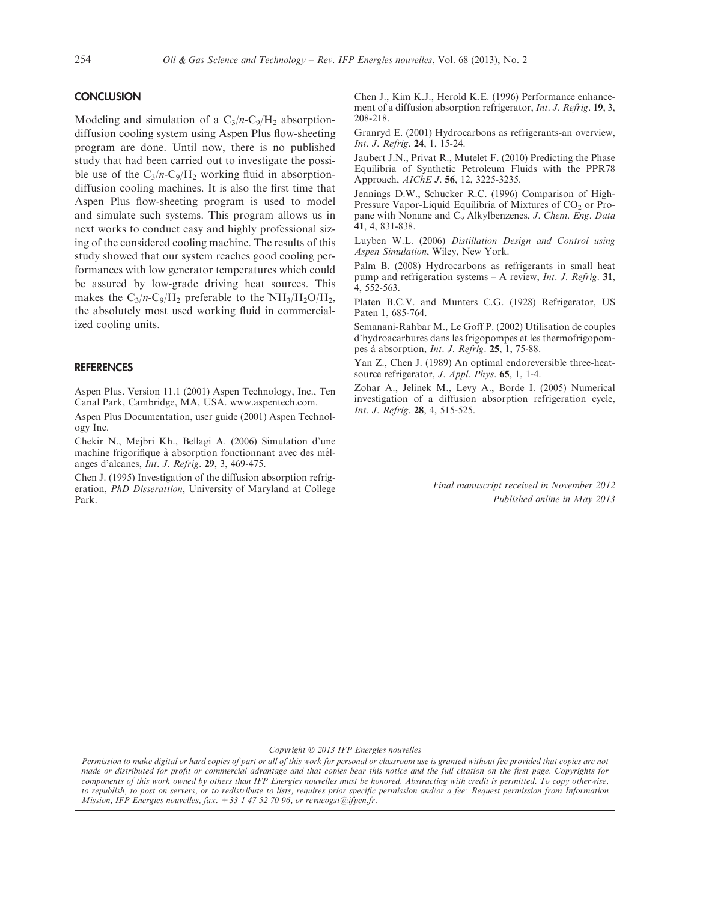## CONCLUSION

Modeling and simulation of a $C_3/n\text{-}C_9/H_2$ absorption-diffusion cooling system using Aspen Plus flow-sheeting program are done. Until now, there is no published study that had been carried out to investigate the possible use of the $C_3/n\text{-}C_9/H_2$ working fluid in absorption-diffusion cooling machines. It is also the first time that Aspen Plus flow-sheeting program is used to model and simulate such systems. This program allows us in next works to conduct easy and highly professional sizing of the considered cooling machine. The results of this study showed that our system reaches good cooling performances with low generator temperatures which could be assured by low-grade driving heat sources. This makes the $C_3/n\text{-}C_9/H_2$ preferable to the $NH_3/H_2O/H_2$, the absolutely most used working fluid in commercialized cooling units.

## REFERENCES

Aspen Plus. Version 11.1 (2001) Aspen Technology, Inc., Ten Canal Park, Cambridge, MA, USA. www.aspentech.com.

Aspen Plus Documentation, user guide (2001) Aspen Technology Inc.

Chekir N., Mejbri Kh., Bellagi A. (2006) Simulation d'une machine frigorifique à absorption fonctionnant avec des mélanges d'alcanes, *Int. J. Refrig.* **29**, 3, 469-475.

Chen J. (1995) Investigation of the diffusion absorption refrigeration, *PhD Disserattion*, University of Maryland at College Park.

Chen J., Kim K.J., Herold K.E. (1996) Performance enhancement of a diffusion absorption refrigerator, *Int. J. Refrig.* **19**, 3, 208-218.

Granryd E. (2001) Hydrocarbons as refrigerants-an overview, *Int. J. Refrig.* **24**, 1, 15-24.

Jaubert J.N., Privat R., Mutelet F. (2010) Predicting the Phase Equilibria of Synthetic Petroleum Fluids with the PPR78 Approach, *AIChE J.* **56**, 12, 3225-3235.

Jennings D.W., Schucker R.C. (1996) Comparison of High-Pressure Vapor-Liquid Equilibria of Mixtures of $CO_2$ or Propane with Nonane and $C_9$ Alkylbenzenes, *J. Chem. Eng. Data* **41**, 4, 831-838.

Luyben W.L. (2006) *Distillation Design and Control using Aspen Simulation*, Wiley, New York.

Palm B. (2008) Hydrocarbons as refrigerants in small heat pump and refrigeration systems – A review, *Int. J. Refrig.* **31**, 4, 552-563.

Platen B.C.V. and Munters C.G. (1928) Refrigerator, US Paten 1, 685-764.

Semanani-Rahbar M., Le Goff P. (2002) Utilisation de couples d'hydroacarbures dans les frigopompes et les thermofrigopompes à absorption, *Int. J. Refrig.* **25**, 1, 75-88.

Yan Z., Chen J. (1989) An optimal endoreversible three-heat-source refrigerator, *J. Appl. Phys.* **65**, 1, 1-4.

Zohar A., Jelinek M., Levy A., Borde I. (2005) Numerical investigation of a diffusion absorption refrigeration cycle, *Int. J. Refrig.* **28**, 4, 515-525.

*Final manuscript received in November 2012*
*Published online in May 2013*

*Copyright © 2013 IFP Energies nouvelles*
*Permission to make digital or hard copies of part or all of this work for personal or classroom use is granted without fee provided that copies are not made or distributed for profit or commercial advantage and that copies bear this notice and the full citation on the first page. Copyrights for components of this work owned by others than IFP Energies nouvelles must be honored. Abstracting with credit is permitted. To copy otherwise, to republish, to post on servers, or to redistribute to lists, requires prior specific permission and/or a fee: Request permission from Information Mission, IFP Energies nouvelles, fax. +33 1 47 52 70 96, or revueogst@ifpen.fr.*